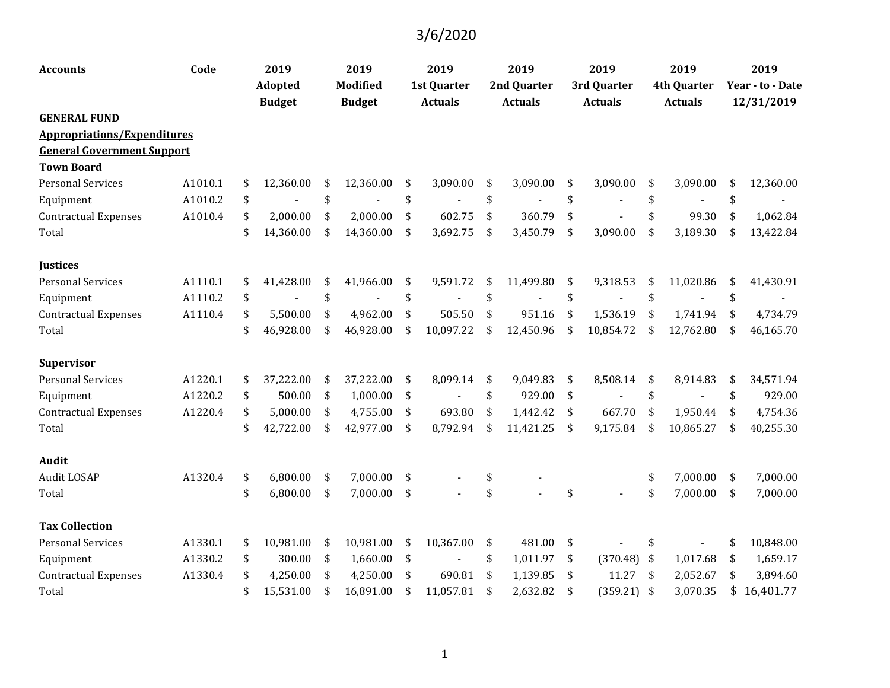3/6/2020

| Accounts | Code | 2019 Adopted Budget | 2019 Modified Budget | 2019 1st Quarter Actuals | 2019 2nd Quarter Actuals | 2019 3rd Quarter Actuals | 2019 4th Quarter Actuals | 2019 Year - to - Date 12/31/2019 |
|---|---|---|---|---|---|---|---|---|
| **GENERAL FUND** | | | | | | | | |
| **Appropriations/Expenditures** | | | | | | | | |
| **General Government Support** | | | | | | | | |
| **Town Board** | | | | | | | | |
| Personal Services | A1010.1 | $ 12,360.00 | $ 12,360.00 | $ 3,090.00 | $ 3,090.00 | $ 3,090.00 | $ 3,090.00 | $ 12,360.00 |
| Equipment | A1010.2 | $ - | $ - | $ - | $ - | $ - | $ - | $ - |
| Contractual Expenses | A1010.4 | $ 2,000.00 | $ 2,000.00 | $ 602.75 | $ 360.79 | $ - | $ 99.30 | $ 1,062.84 |
| Total | | $ 14,360.00 | $ 14,360.00 | $ 3,692.75 | $ 3,450.79 | $ 3,090.00 | $ 3,189.30 | $ 13,422.84 |
| | | | | | | | | |
| **Justices** | | | | | | | | |
| Personal Services | A1110.1 | $ 41,428.00 | $ 41,966.00 | $ 9,591.72 | $ 11,499.80 | $ 9,318.53 | $ 11,020.86 | $ 41,430.91 |
| Equipment | A1110.2 | $ - | $ - | $ - | $ - | $ - | $ - | $ - |
| Contractual Expenses | A1110.4 | $ 5,500.00 | $ 4,962.00 | $ 505.50 | $ 951.16 | $ 1,536.19 | $ 1,741.94 | $ 4,734.79 |
| Total | | $ 46,928.00 | $ 46,928.00 | $ 10,097.22 | $ 12,450.96 | $ 10,854.72 | $ 12,762.80 | $ 46,165.70 |
| | | | | | | | | |
| **Supervisor** | | | | | | | | |
| Personal Services | A1220.1 | $ 37,222.00 | $ 37,222.00 | $ 8,099.14 | $ 9,049.83 | $ 8,508.14 | $ 8,914.83 | $ 34,571.94 |
| Equipment | A1220.2 | $ 500.00 | $ 1,000.00 | $ - | $ 929.00 | $ - | $ - | $ 929.00 |
| Contractual Expenses | A1220.4 | $ 5,000.00 | $ 4,755.00 | $ 693.80 | $ 1,442.42 | $ 667.70 | $ 1,950.44 | $ 4,754.36 |
| Total | | $ 42,722.00 | $ 42,977.00 | $ 8,792.94 | $ 11,421.25 | $ 9,175.84 | $ 10,865.27 | $ 40,255.30 |
| | | | | | | | | |
| **Audit** | | | | | | | | |
| Audit LOSAP | A1320.4 | $ 6,800.00 | $ 7,000.00 | $ - | $ - | | $ 7,000.00 | $ 7,000.00 |
| Total | | $ 6,800.00 | $ 7,000.00 | $ - | $ - | $ - | $ 7,000.00 | $ 7,000.00 |
| | | | | | | | | |
| **Tax Collection** | | | | | | | | |
| Personal Services | A1330.1 | $ 10,981.00 | $ 10,981.00 | $ 10,367.00 | $ 481.00 | $ - | $ - | $ 10,848.00 |
| Equipment | A1330.2 | $ 300.00 | $ 1,660.00 | $ - | $ 1,011.97 | $ (370.48) | $ 1,017.68 | $ 1,659.17 |
| Contractual Expenses | A1330.4 | $ 4,250.00 | $ 4,250.00 | $ 690.81 | $ 1,139.85 | $ 11.27 | $ 2,052.67 | $ 3,894.60 |
| Total | | $ 15,531.00 | $ 16,891.00 | $ 11,057.81 | $ 2,632.82 | $ (359.21) | $ 3,070.35 | $ 16,401.77 |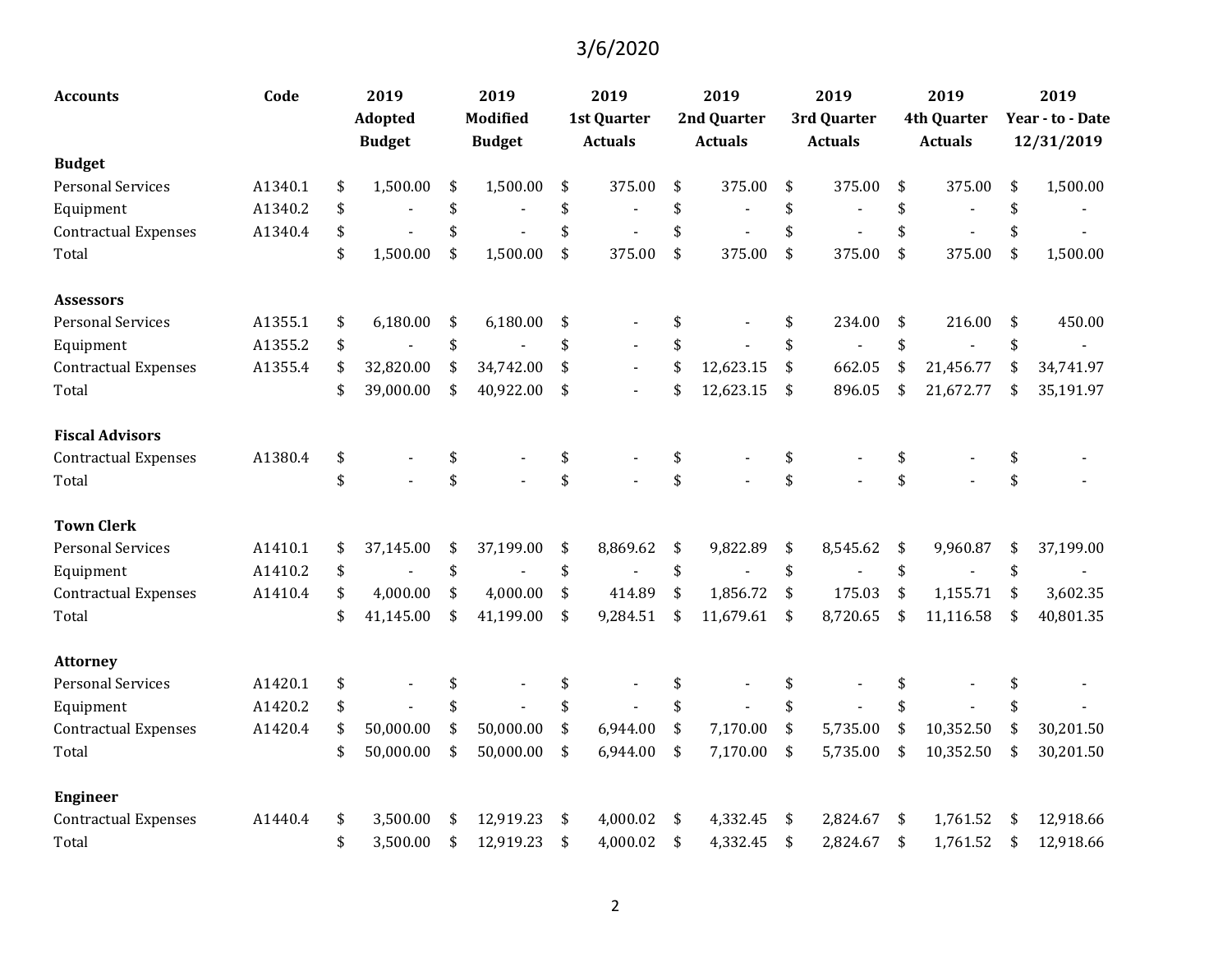3/6/2020

| Accounts | Code | 2019 Adopted Budget | 2019 Modified Budget | 2019 1st Quarter Actuals | 2019 2nd Quarter Actuals | 2019 3rd Quarter Actuals | 2019 4th Quarter Actuals | 2019 Year - to - Date 12/31/2019 |
|---|---|---|---|---|---|---|---|---|
| **Budget** | | | | | | | | |
| Personal Services | A1340.1 | $ 1,500.00 | $ 1,500.00 | $ 375.00 | $ 375.00 | $ 375.00 | $ 375.00 | $ 1,500.00 |
| Equipment | A1340.2 | $ - | $ - | $ - | $ - | $ - | $ - | $ - |
| Contractual Expenses | A1340.4 | $ - | $ - | $ - | $ - | $ - | $ - | $ - |
| Total | | $ 1,500.00 | $ 1,500.00 | $ 375.00 | $ 375.00 | $ 375.00 | $ 375.00 | $ 1,500.00 |
| | | | | | | | | |
| **Assessors** | | | | | | | | |
| Personal Services | A1355.1 | $ 6,180.00 | $ 6,180.00 | $ - | $ - | $ 234.00 | $ 216.00 | $ 450.00 |
| Equipment | A1355.2 | $ - | $ - | $ - | $ - | $ - | $ - | $ - |
| Contractual Expenses | A1355.4 | $ 32,820.00 | $ 34,742.00 | $ - | $ 12,623.15 | $ 662.05 | $ 21,456.77 | $ 34,741.97 |
| Total | | $ 39,000.00 | $ 40,922.00 | $ - | $ 12,623.15 | $ 896.05 | $ 21,672.77 | $ 35,191.97 |
| | | | | | | | | |
| **Fiscal Advisors** | | | | | | | | |
| Contractual Expenses | A1380.4 | $ - | $ - | $ - | $ - | $ - | $ - | $ - |
| Total | | $ - | $ - | $ - | $ - | $ - | $ - | $ - |
| | | | | | | | | |
| **Town Clerk** | | | | | | | | |
| Personal Services | A1410.1 | $ 37,145.00 | $ 37,199.00 | $ 8,869.62 | $ 9,822.89 | $ 8,545.62 | $ 9,960.87 | $ 37,199.00 |
| Equipment | A1410.2 | $ - | $ - | $ - | $ - | $ - | $ - | $ - |
| Contractual Expenses | A1410.4 | $ 4,000.00 | $ 4,000.00 | $ 414.89 | $ 1,856.72 | $ 175.03 | $ 1,155.71 | $ 3,602.35 |
| Total | | $ 41,145.00 | $ 41,199.00 | $ 9,284.51 | $ 11,679.61 | $ 8,720.65 | $ 11,116.58 | $ 40,801.35 |
| | | | | | | | | |
| **Attorney** | | | | | | | | |
| Personal Services | A1420.1 | $ - | $ - | $ - | $ - | $ - | $ - | $ - |
| Equipment | A1420.2 | $ - | $ - | $ - | $ - | $ - | $ - | $ - |
| Contractual Expenses | A1420.4 | $ 50,000.00 | $ 50,000.00 | $ 6,944.00 | $ 7,170.00 | $ 5,735.00 | $ 10,352.50 | $ 30,201.50 |
| Total | | $ 50,000.00 | $ 50,000.00 | $ 6,944.00 | $ 7,170.00 | $ 5,735.00 | $ 10,352.50 | $ 30,201.50 |
| | | | | | | | | |
| **Engineer** | | | | | | | | |
| Contractual Expenses | A1440.4 | $ 3,500.00 | $ 12,919.23 | $ 4,000.02 | $ 4,332.45 | $ 2,824.67 | $ 1,761.52 | $ 12,918.66 |
| Total | | $ 3,500.00 | $ 12,919.23 | $ 4,000.02 | $ 4,332.45 | $ 2,824.67 | $ 1,761.52 | $ 12,918.66 |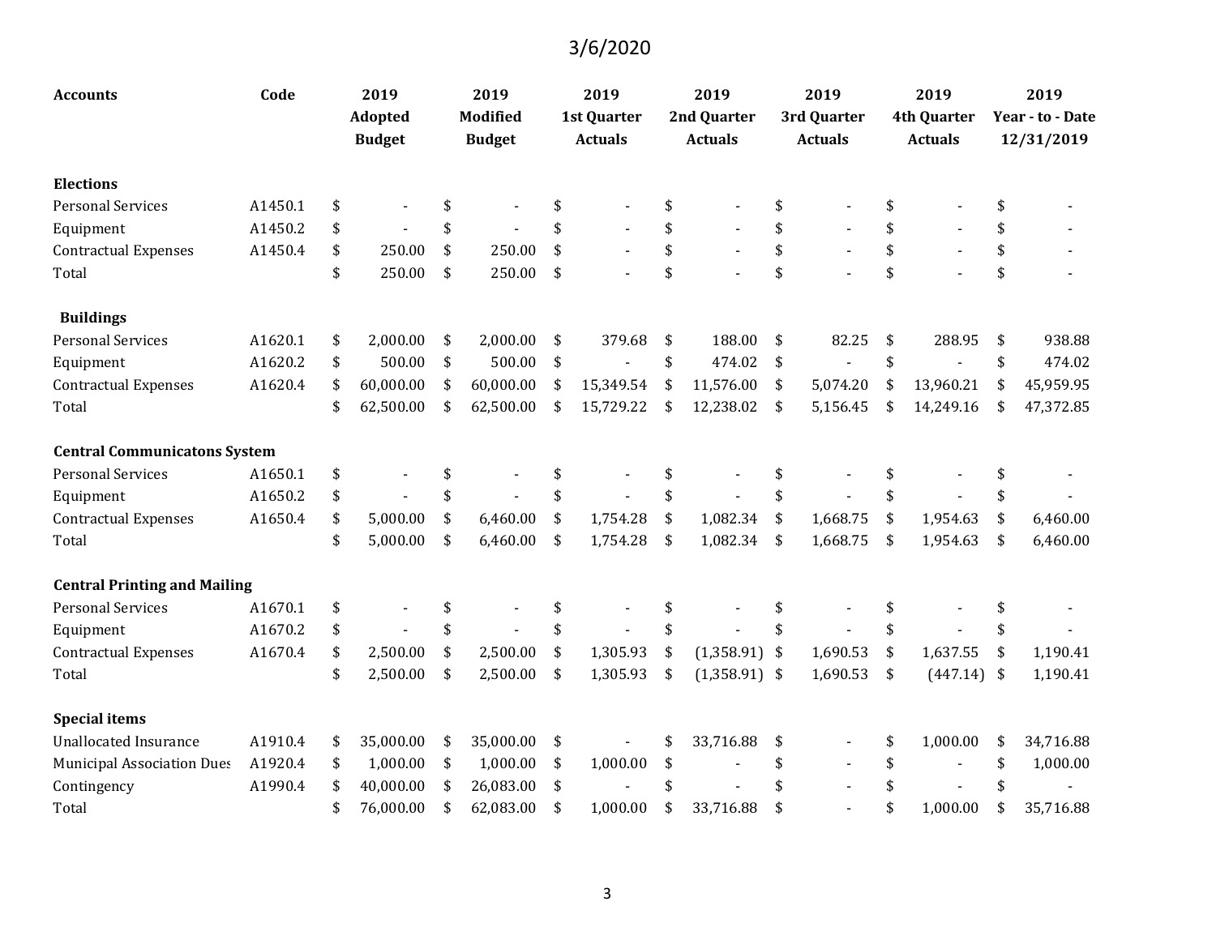3/6/2020

| Accounts | Code | 2019 Adopted Budget | 2019 Modified Budget | 2019 1st Quarter Actuals | 2019 2nd Quarter Actuals | 2019 3rd Quarter Actuals | 2019 4th Quarter Actuals | 2019 Year - to - Date 12/31/2019 |
|---|---|---|---|---|---|---|---|---|
| **Elections** | | | | | | | | |
| Personal Services | A1450.1 | $ - | $ - | $ - | $ - | $ - | $ - | $ - |
| Equipment | A1450.2 | $ - | $ - | $ - | $ - | $ - | $ - | $ - |
| Contractual Expenses | A1450.4 | $ 250.00 | $ 250.00 | $ - | $ - | $ - | $ - | $ - |
| Total | | $ 250.00 | $ 250.00 | $ - | $ - | $ - | $ - | $ - |
| **Buildings** | | | | | | | | |
| Personal Services | A1620.1 | $ 2,000.00 | $ 2,000.00 | $ 379.68 | $ 188.00 | $ 82.25 | $ 288.95 | $ 938.88 |
| Equipment | A1620.2 | $ 500.00 | $ 500.00 | $ - | $ 474.02 | $ - | $ - | $ 474.02 |
| Contractual Expenses | A1620.4 | $ 60,000.00 | $ 60,000.00 | $ 15,349.54 | $ 11,576.00 | $ 5,074.20 | $ 13,960.21 | $ 45,959.95 |
| Total | | $ 62,500.00 | $ 62,500.00 | $ 15,729.22 | $ 12,238.02 | $ 5,156.45 | $ 14,249.16 | $ 47,372.85 |
| **Central Communicatons System** | | | | | | | | |
| Personal Services | A1650.1 | $ - | $ - | $ - | $ - | $ - | $ - | $ - |
| Equipment | A1650.2 | $ - | $ - | $ - | $ - | $ - | $ - | $ - |
| Contractual Expenses | A1650.4 | $ 5,000.00 | $ 6,460.00 | $ 1,754.28 | $ 1,082.34 | $ 1,668.75 | $ 1,954.63 | $ 6,460.00 |
| Total | | $ 5,000.00 | $ 6,460.00 | $ 1,754.28 | $ 1,082.34 | $ 1,668.75 | $ 1,954.63 | $ 6,460.00 |
| **Central Printing and Mailing** | | | | | | | | |
| Personal Services | A1670.1 | $ - | $ - | $ - | $ - | $ - | $ - | $ - |
| Equipment | A1670.2 | $ - | $ - | $ - | $ - | $ - | $ - | $ - |
| Contractual Expenses | A1670.4 | $ 2,500.00 | $ 2,500.00 | $ 1,305.93 | $ (1,358.91) | $ 1,690.53 | $ 1,637.55 | $ 1,190.41 |
| Total | | $ 2,500.00 | $ 2,500.00 | $ 1,305.93 | $ (1,358.91) | $ 1,690.53 | $ (447.14) | $ 1,190.41 |
| **Special items** | | | | | | | | |
| Unallocated Insurance | A1910.4 | $ 35,000.00 | $ 35,000.00 | $ - | $ 33,716.88 | $ - | $ 1,000.00 | $ 34,716.88 |
| Municipal Association Dues | A1920.4 | $ 1,000.00 | $ 1,000.00 | $ 1,000.00 | $ - | $ - | $ - | $ 1,000.00 |
| Contingency | A1990.4 | $ 40,000.00 | $ 26,083.00 | $ - | $ - | $ - | $ - | $ - |
| Total | | $ 76,000.00 | $ 62,083.00 | $ 1,000.00 | $ 33,716.88 | $ - | $ 1,000.00 | $ 35,716.88 |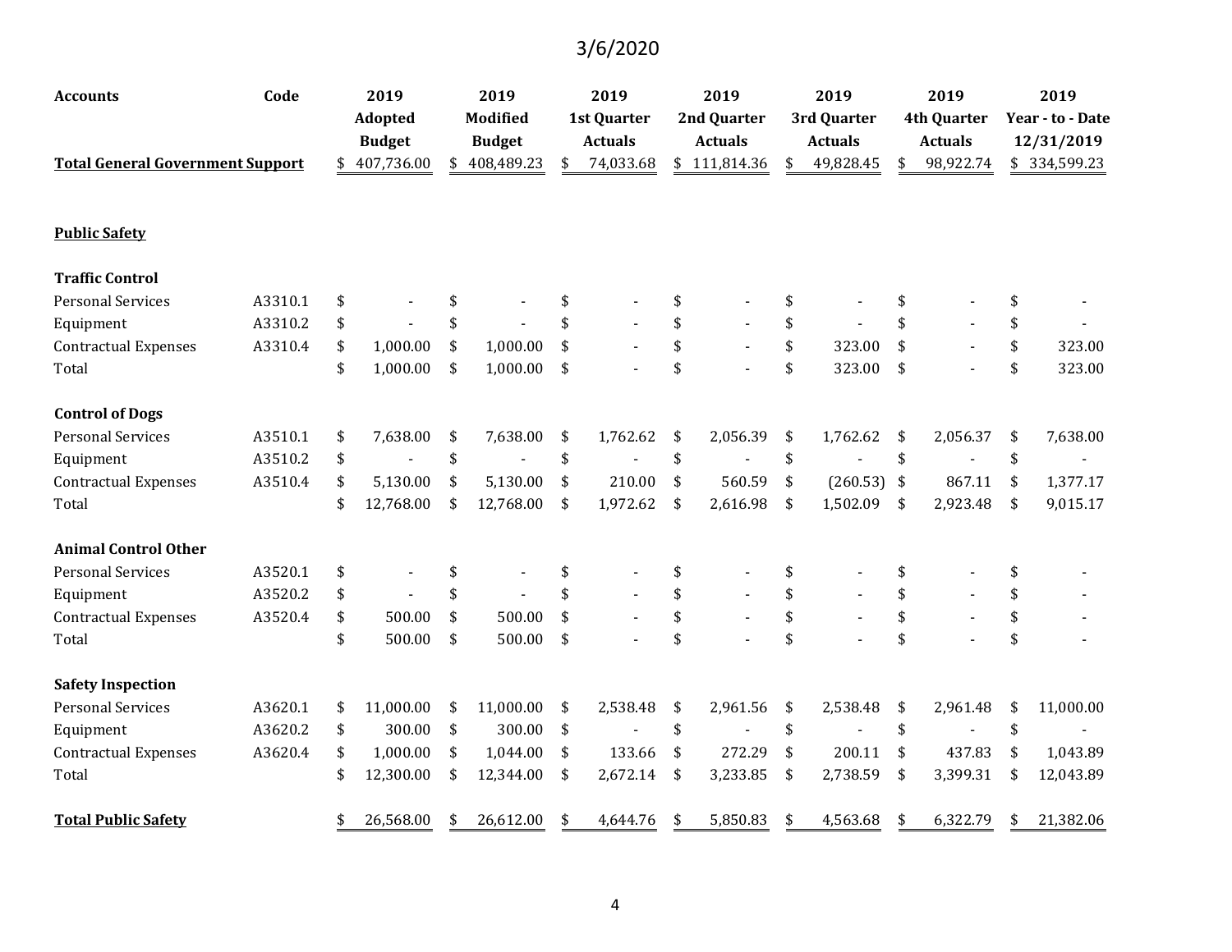3/6/2020

| Accounts | Code | 2019 Adopted Budget | 2019 Modified Budget | 2019 1st Quarter Actuals | 2019 2nd Quarter Actuals | 2019 3rd Quarter Actuals | 2019 4th Quarter Actuals | 2019 Year - to - Date 12/31/2019 |
|---|---|---|---|---|---|---|---|---|
| **Total General Government Support** | | $ 407,736.00 | $ 408,489.23 | $ 74,033.68 | $ 111,814.36 | $ 49,828.45 | $ 98,922.74 | $ 334,599.23 |
| | | | | | | | | |
| **Public Safety** | | | | | | | | |
| | | | | | | | | |
| **Traffic Control** | | | | | | | | |
| Personal Services | A3310.1 | $ - | $ - | $ - | $ - | $ - | $ - | $ - |
| Equipment | A3310.2 | $ - | $ - | $ - | $ - | $ - | $ - | $ - |
| Contractual Expenses | A3310.4 | $ 1,000.00 | $ 1,000.00 | $ - | $ - | $ 323.00 | $ - | $ 323.00 |
| Total | | $ 1,000.00 | $ 1,000.00 | $ - | $ - | $ 323.00 | $ - | $ 323.00 |
| | | | | | | | | |
| **Control of Dogs** | | | | | | | | |
| Personal Services | A3510.1 | $ 7,638.00 | $ 7,638.00 | $ 1,762.62 | $ 2,056.39 | $ 1,762.62 | $ 2,056.37 | $ 7,638.00 |
| Equipment | A3510.2 | $ - | $ - | $ - | $ - | $ - | $ - | $ - |
| Contractual Expenses | A3510.4 | $ 5,130.00 | $ 5,130.00 | $ 210.00 | $ 560.59 | $ (260.53) | $ 867.11 | $ 1,377.17 |
| Total | | $ 12,768.00 | $ 12,768.00 | $ 1,972.62 | $ 2,616.98 | $ 1,502.09 | $ 2,923.48 | $ 9,015.17 |
| | | | | | | | | |
| **Animal Control Other** | | | | | | | | |
| Personal Services | A3520.1 | $ - | $ - | $ - | $ - | $ - | $ - | $ - |
| Equipment | A3520.2 | $ - | $ - | $ - | $ - | $ - | $ - | $ - |
| Contractual Expenses | A3520.4 | $ 500.00 | $ 500.00 | $ - | $ - | $ - | $ - | $ - |
| Total | | $ 500.00 | $ 500.00 | $ - | $ - | $ - | $ - | $ - |
| | | | | | | | | |
| **Safety Inspection** | | | | | | | | |
| Personal Services | A3620.1 | $ 11,000.00 | $ 11,000.00 | $ 2,538.48 | $ 2,961.56 | $ 2,538.48 | $ 2,961.48 | $ 11,000.00 |
| Equipment | A3620.2 | $ 300.00 | $ 300.00 | $ - | $ - | $ - | $ - | $ - |
| Contractual Expenses | A3620.4 | $ 1,000.00 | $ 1,044.00 | $ 133.66 | $ 272.29 | $ 200.11 | $ 437.83 | $ 1,043.89 |
| Total | | $ 12,300.00 | $ 12,344.00 | $ 2,672.14 | $ 3,233.85 | $ 2,738.59 | $ 3,399.31 | $ 12,043.89 |
| | | | | | | | | |
| **Total Public Safety** | | $ 26,568.00 | $ 26,612.00 | $ 4,644.76 | $ 5,850.83 | $ 4,563.68 | $ 6,322.79 | $ 21,382.06 |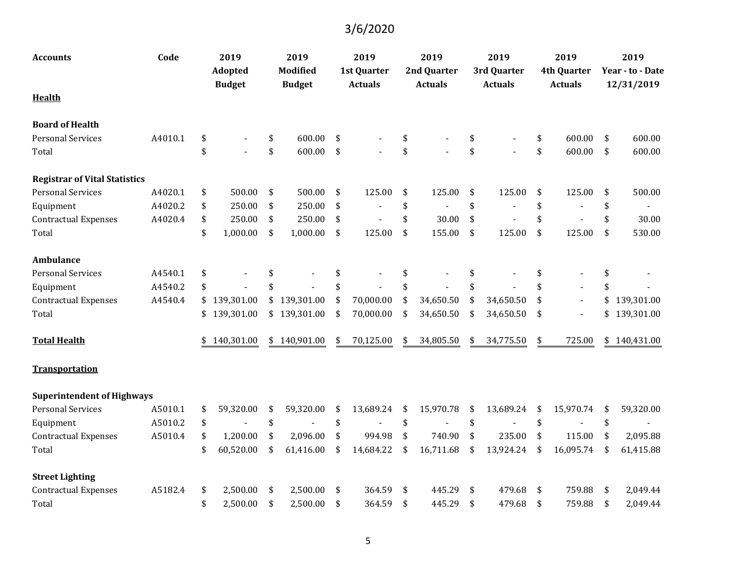3/6/2020

| Accounts | Code | 2019 Adopted Budget | 2019 Modified Budget | 2019 1st Quarter Actuals | 2019 2nd Quarter Actuals | 2019 3rd Quarter Actuals | 2019 4th Quarter Actuals | 2019 Year - to - Date 12/31/2019 |
|---|---|---|---|---|---|---|---|---|
| **Health** | | | | | | | | |
| **Board of Health** | | | | | | | | |
| Personal Services | A4010.1 | $ - | $ 600.00 | $ - | $ - | $ - | $ 600.00 | $ 600.00 |
| Total | | $ - | $ 600.00 | $ - | $ - | $ - | $ 600.00 | $ 600.00 |
| **Registrar of Vital Statistics** | | | | | | | | |
| Personal Services | A4020.1 | $ 500.00 | $ 500.00 | $ 125.00 | $ 125.00 | $ 125.00 | $ 125.00 | $ 500.00 |
| Equipment | A4020.2 | $ 250.00 | $ 250.00 | $ - | $ - | $ - | $ - | $ - |
| Contractual Expenses | A4020.4 | $ 250.00 | $ 250.00 | $ - | $ 30.00 | $ - | $ - | $ 30.00 |
| Total | | $ 1,000.00 | $ 1,000.00 | $ 125.00 | $ 155.00 | $ 125.00 | $ 125.00 | $ 530.00 |
| **Ambulance** | | | | | | | | |
| Personal Services | A4540.1 | $ - | $ - | $ - | $ - | $ - | $ - | $ - |
| Equipment | A4540.2 | $ - | $ - | $ - | $ - | $ - | $ - | $ - |
| Contractual Expenses | A4540.4 | $ 139,301.00 | $ 139,301.00 | $ 70,000.00 | $ 34,650.50 | $ 34,650.50 | $ - | $ 139,301.00 |
| Total | | $ 139,301.00 | $ 139,301.00 | $ 70,000.00 | $ 34,650.50 | $ 34,650.50 | $ - | $ 139,301.00 |
| **Total Health** | | $ 140,301.00 | $ 140,901.00 | $ 70,125.00 | $ 34,805.50 | $ 34,775.50 | $ 725.00 | $ 140,431.00 |
| **Transportation** | | | | | | | | |
| **Superintendent of Highways** | | | | | | | | |
| Personal Services | A5010.1 | $ 59,320.00 | $ 59,320.00 | $ 13,689.24 | $ 15,970.78 | $ 13,689.24 | $ 15,970.74 | $ 59,320.00 |
| Equipment | A5010.2 | $ - | $ - | $ - | $ - | $ - | $ - | $ - |
| Contractual Expenses | A5010.4 | $ 1,200.00 | $ 2,096.00 | $ 994.98 | $ 740.90 | $ 235.00 | $ 115.00 | $ 2,095.88 |
| Total | | $ 60,520.00 | $ 61,416.00 | $ 14,684.22 | $ 16,711.68 | $ 13,924.24 | $ 16,095.74 | $ 61,415.88 |
| **Street Lighting** | | | | | | | | |
| Contractual Expenses | A5182.4 | $ 2,500.00 | $ 2,500.00 | $ 364.59 | $ 445.29 | $ 479.68 | $ 759.88 | $ 2,049.44 |
| Total | | $ 2,500.00 | $ 2,500.00 | $ 364.59 | $ 445.29 | $ 479.68 | $ 759.88 | $ 2,049.44 |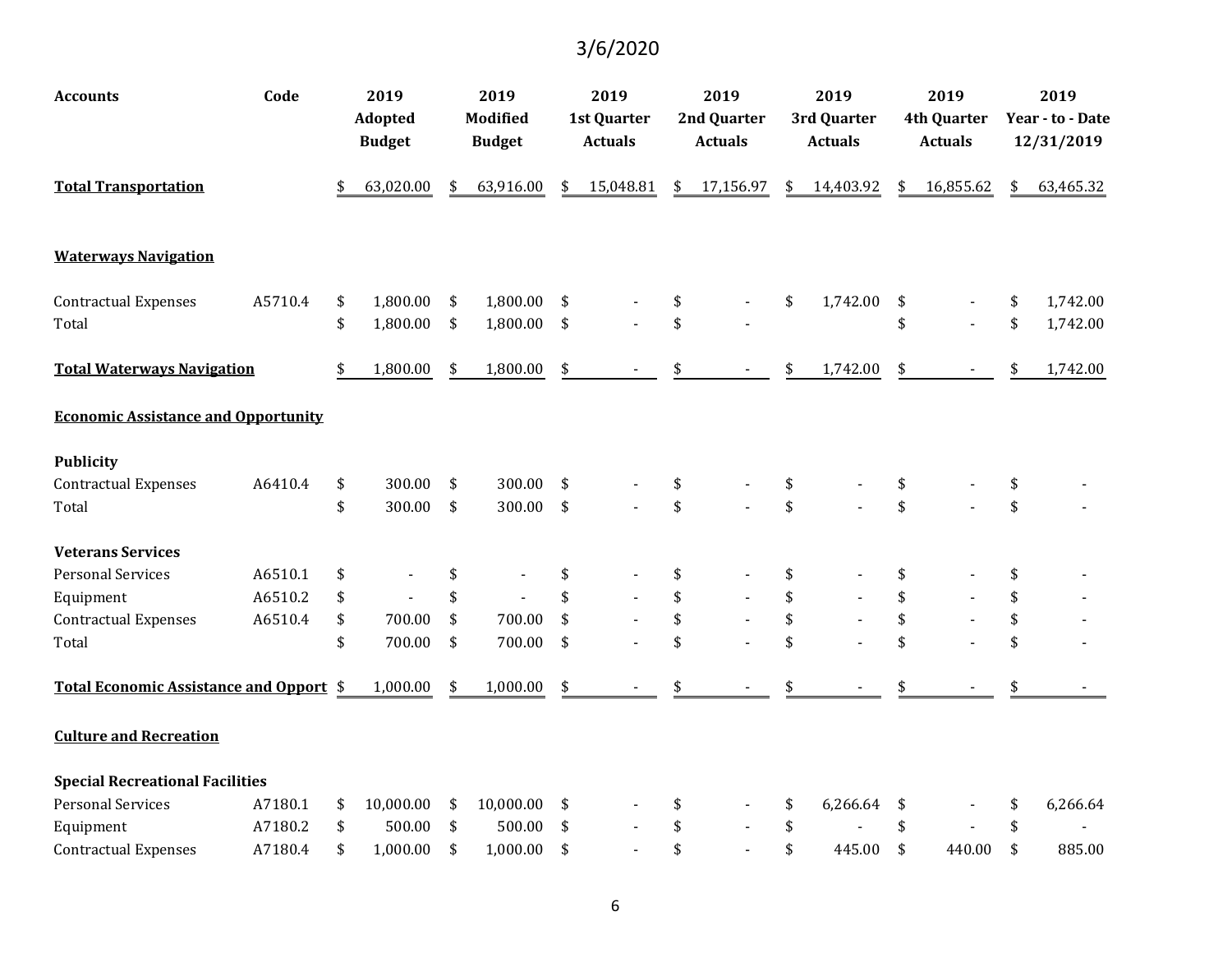3/6/2020

| Accounts | Code | 2019 Adopted Budget | 2019 Modified Budget | 2019 1st Quarter Actuals | 2019 2nd Quarter Actuals | 2019 3rd Quarter Actuals | 2019 4th Quarter Actuals | 2019 Year - to - Date 12/31/2019 |
|---|---|---|---|---|---|---|---|---|
| **Total Transportation** | | $ 63,020.00 | $ 63,916.00 | $ 15,048.81 | $ 17,156.97 | $ 14,403.92 | $ 16,855.62 | $ 63,465.32 |
| **Waterways Navigation** | | | | | | | | |
| Contractual Expenses | A5710.4 | $ 1,800.00 | $ 1,800.00 | $ - | $ - | $ 1,742.00 | $ - | $ 1,742.00 |
| Total | | $ 1,800.00 | $ 1,800.00 | $ - | $ - | | $ - | $ 1,742.00 |
| **Total Waterways Navigation** | | $ 1,800.00 | $ 1,800.00 | $ - | $ - | $ 1,742.00 | $ - | $ 1,742.00 |
| **Economic Assistance and Opportunity** | | | | | | | | |
| **Publicity** | | | | | | | | |
| Contractual Expenses | A6410.4 | $ 300.00 | $ 300.00 | $ - | $ - | $ - | $ - | $ - |
| Total | | $ 300.00 | $ 300.00 | $ - | $ - | $ - | $ - | $ - |
| **Veterans Services** | | | | | | | | |
| Personal Services | A6510.1 | $ - | $ - | $ - | $ - | $ - | $ - | $ - |
| Equipment | A6510.2 | $ - | $ - | $ - | $ - | $ - | $ - | $ - |
| Contractual Expenses | A6510.4 | $ 700.00 | $ 700.00 | $ - | $ - | $ - | $ - | $ - |
| Total | | $ 700.00 | $ 700.00 | $ - | $ - | $ - | $ - | $ - |
| **Total Economic Assistance and Opport** | | $ 1,000.00 | $ 1,000.00 | $ - | $ - | $ - | $ - | $ - |
| **Culture and Recreation** | | | | | | | | |
| **Special Recreational Facilities** | | | | | | | | |
| Personal Services | A7180.1 | $ 10,000.00 | $ 10,000.00 | $ - | $ - | $ 6,266.64 | $ - | $ 6,266.64 |
| Equipment | A7180.2 | $ 500.00 | $ 500.00 | $ - | $ - | $ - | $ - | $ - |
| Contractual Expenses | A7180.4 | $ 1,000.00 | $ 1,000.00 | $ - | $ - | $ 445.00 | $ 440.00 | $ 885.00 |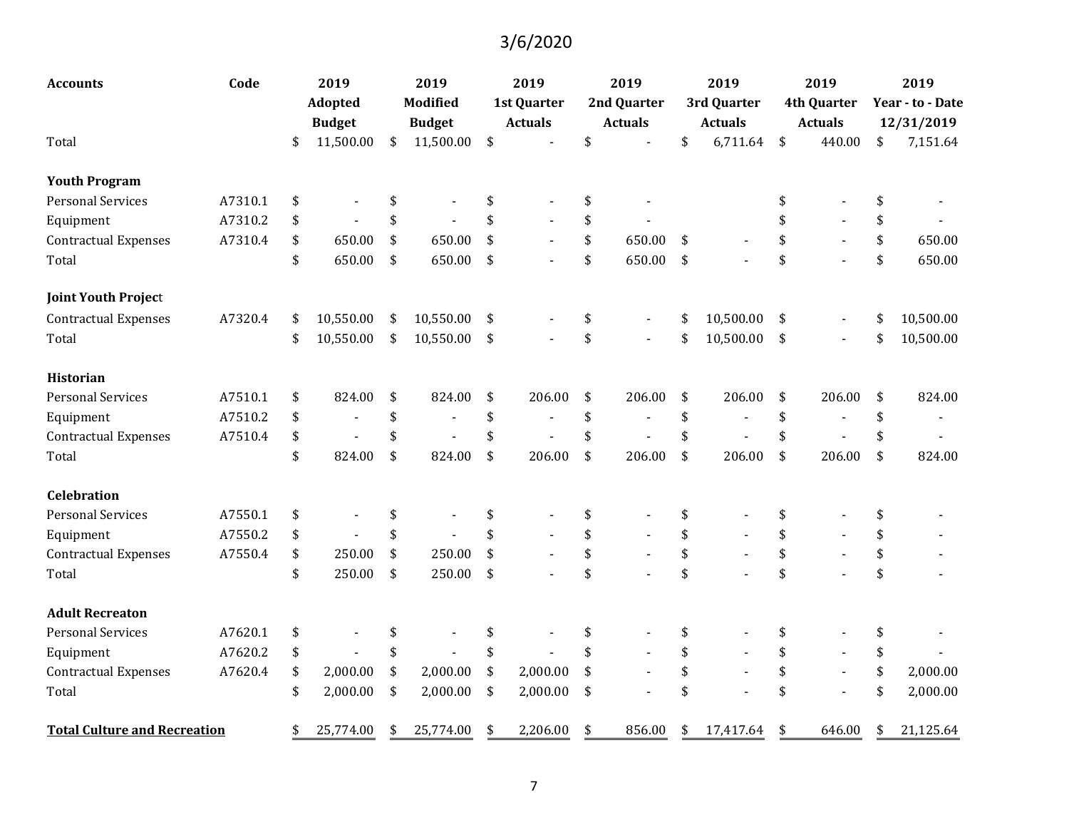3/6/2020

| Accounts | Code | 2019 Adopted Budget | 2019 Modified Budget | 2019 1st Quarter Actuals | 2019 2nd Quarter Actuals | 2019 3rd Quarter Actuals | 2019 4th Quarter Actuals | 2019 Year - to - Date 12/31/2019 |
|---|---|---|---|---|---|---|---|---|
| Total | | $ 11,500.00 | $ 11,500.00 | $ - | $ - | $ 6,711.64 | $ 440.00 | $ 7,151.64 |
| | | | | | | | | |
| **Youth Program** | | | | | | | | |
| Personal Services | A7310.1 | $ - | $ - | $ - | $ - | | $ - | $ - |
| Equipment | A7310.2 | $ - | $ - | $ - | $ - | | $ - | $ - |
| Contractual Expenses | A7310.4 | $ 650.00 | $ 650.00 | $ - | $ 650.00 | $ - | $ - | $ 650.00 |
| Total | | $ 650.00 | $ 650.00 | $ - | $ 650.00 | $ - | $ - | $ 650.00 |
| | | | | | | | | |
| **Joint Youth Project** | | | | | | | | |
| Contractual Expenses | A7320.4 | $ 10,550.00 | $ 10,550.00 | $ - | $ - | $ 10,500.00 | $ - | $ 10,500.00 |
| Total | | $ 10,550.00 | $ 10,550.00 | $ - | $ - | $ 10,500.00 | $ - | $ 10,500.00 |
| | | | | | | | | |
| **Historian** | | | | | | | | |
| Personal Services | A7510.1 | $ 824.00 | $ 824.00 | $ 206.00 | $ 206.00 | $ 206.00 | $ 206.00 | $ 824.00 |
| Equipment | A7510.2 | $ - | $ - | $ - | $ - | $ - | $ - | $ - |
| Contractual Expenses | A7510.4 | $ - | $ - | $ - | $ - | $ - | $ - | $ - |
| Total | | $ 824.00 | $ 824.00 | $ 206.00 | $ 206.00 | $ 206.00 | $ 206.00 | $ 824.00 |
| | | | | | | | | |
| **Celebration** | | | | | | | | |
| Personal Services | A7550.1 | $ - | $ - | $ - | $ - | $ - | $ - | $ - |
| Equipment | A7550.2 | $ - | $ - | $ - | $ - | $ - | $ - | $ - |
| Contractual Expenses | A7550.4 | $ 250.00 | $ 250.00 | $ - | $ - | $ - | $ - | $ - |
| Total | | $ 250.00 | $ 250.00 | $ - | $ - | $ - | $ - | $ - |
| | | | | | | | | |
| **Adult Recreaton** | | | | | | | | |
| Personal Services | A7620.1 | $ - | $ - | $ - | $ - | $ - | $ - | $ - |
| Equipment | A7620.2 | $ - | $ - | $ - | $ - | $ - | $ - | $ - |
| Contractual Expenses | A7620.4 | $ 2,000.00 | $ 2,000.00 | $ 2,000.00 | $ - | $ - | $ - | $ 2,000.00 |
| Total | | $ 2,000.00 | $ 2,000.00 | $ 2,000.00 | $ - | $ - | $ - | $ 2,000.00 |
| | | | | | | | | |
| **Total Culture and Recreation** | | $ 25,774.00 | $ 25,774.00 | $ 2,206.00 | $ 856.00 | $ 17,417.64 | $ 646.00 | $ 21,125.64 |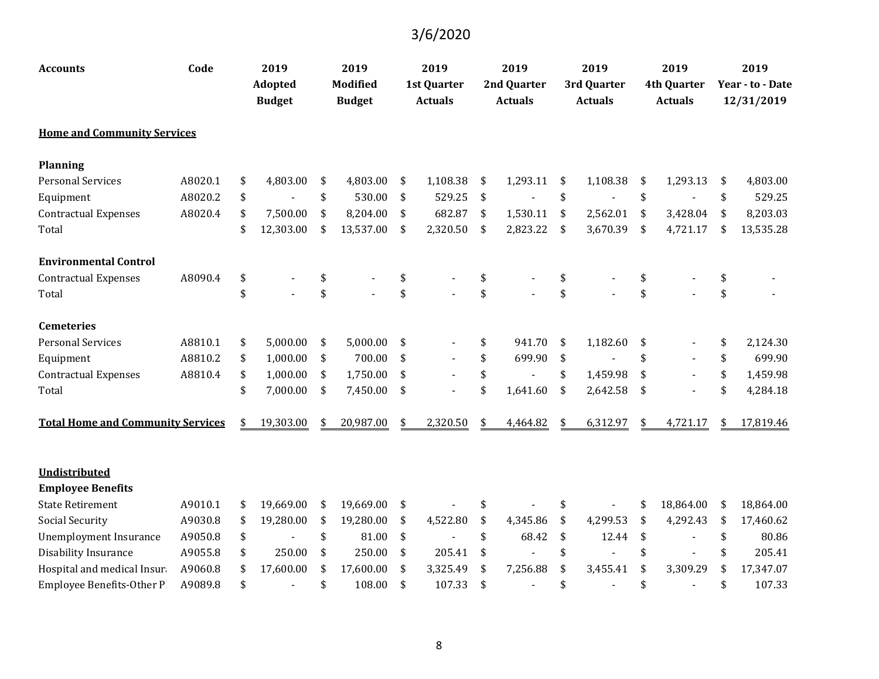3/6/2020

| Accounts | Code | 2019 Adopted Budget | 2019 Modified Budget | 2019 1st Quarter Actuals | 2019 2nd Quarter Actuals | 2019 3rd Quarter Actuals | 2019 4th Quarter Actuals | 2019 Year - to - Date 12/31/2019 |
|---|---|---|---|---|---|---|---|---|
| **Home and Community Services** | | | | | | | | |
| **Planning** | | | | | | | | |
| Personal Services | A8020.1 | $ 4,803.00 | $ 4,803.00 | $ 1,108.38 | $ 1,293.11 | $ 1,108.38 | $ 1,293.13 | $ 4,803.00 |
| Equipment | A8020.2 | $ - | $ 530.00 | $ 529.25 | $ - | $ - | $ - | $ 529.25 |
| Contractual Expenses | A8020.4 | $ 7,500.00 | $ 8,204.00 | $ 682.87 | $ 1,530.11 | $ 2,562.01 | $ 3,428.04 | $ 8,203.03 |
| Total | | $ 12,303.00 | $ 13,537.00 | $ 2,320.50 | $ 2,823.22 | $ 3,670.39 | $ 4,721.17 | $ 13,535.28 |
| **Environmental Control** | | | | | | | | |
| Contractual Expenses | A8090.4 | $ - | $ - | $ - | $ - | $ - | $ - | $ - |
| Total | | $ - | $ - | $ - | $ - | $ - | $ - | $ - |
| **Cemeteries** | | | | | | | | |
| Personal Services | A8810.1 | $ 5,000.00 | $ 5,000.00 | $ - | $ 941.70 | $ 1,182.60 | $ - | $ 2,124.30 |
| Equipment | A8810.2 | $ 1,000.00 | $ 700.00 | $ - | $ 699.90 | $ - | $ - | $ 699.90 |
| Contractual Expenses | A8810.4 | $ 1,000.00 | $ 1,750.00 | $ - | $ - | $ 1,459.98 | $ - | $ 1,459.98 |
| Total | | $ 7,000.00 | $ 7,450.00 | $ - | $ 1,641.60 | $ 2,642.58 | $ - | $ 4,284.18 |
| **Total Home and Community Services** | | $ 19,303.00 | $ 20,987.00 | $ 2,320.50 | $ 4,464.82 | $ 6,312.97 | $ 4,721.17 | $ 17,819.46 |
| **Undistributed** | | | | | | | | |
| **Employee Benefits** | | | | | | | | |
| State Retirement | A9010.1 | $ 19,669.00 | $ 19,669.00 | $ - | $ - | $ - | $ 18,864.00 | $ 18,864.00 |
| Social Security | A9030.8 | $ 19,280.00 | $ 19,280.00 | $ 4,522.80 | $ 4,345.86 | $ 4,299.53 | $ 4,292.43 | $ 17,460.62 |
| Unemployment Insurance | A9050.8 | $ - | $ 81.00 | $ - | $ 68.42 | $ 12.44 | $ - | $ 80.86 |
| Disability Insurance | A9055.8 | $ 250.00 | $ 250.00 | $ 205.41 | $ - | $ - | $ - | $ 205.41 |
| Hospital and medical Insur | A9060.8 | $ 17,600.00 | $ 17,600.00 | $ 3,325.49 | $ 7,256.88 | $ 3,455.41 | $ 3,309.29 | $ 17,347.07 |
| Employee Benefits-Other P | A9089.8 | $ - | $ 108.00 | $ 107.33 | $ - | $ - | $ - | $ 107.33 |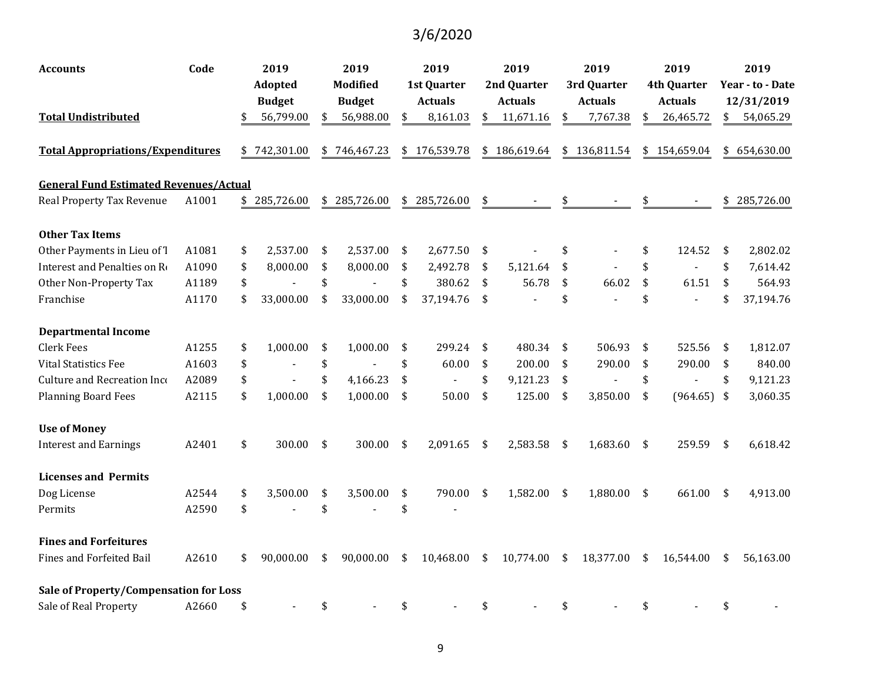3/6/2020

| Accounts | Code | 2019 Adopted Budget | 2019 Modified Budget | 2019 1st Quarter Actuals | 2019 2nd Quarter Actuals | 2019 3rd Quarter Actuals | 2019 4th Quarter Actuals | 2019 Year - to - Date 12/31/2019 |
|---|---|---|---|---|---|---|---|---|
| **Total Undistributed** | | $ 56,799.00 | $ 56,988.00 | $ 8,161.03 | $ 11,671.16 | $ 7,767.38 | $ 26,465.72 | $ 54,065.29 |
| | | | | | | | | |
| **Total Appropriations/Expenditures** | | $ 742,301.00 | $ 746,467.23 | $ 176,539.78 | $ 186,619.64 | $ 136,811.54 | $ 154,659.04 | $ 654,630.00 |
| | | | | | | | | |
| **General Fund Estimated Revenues/Actual** | | | | | | | | |
| Real Property Tax Revenue | A1001 | $ 285,726.00 | $ 285,726.00 | $ 285,726.00 | $ - | $ - | $ - | $ 285,726.00 |
| | | | | | | | | |
| **Other Tax Items** | | | | | | | | |
| Other Payments in Lieu of T | A1081 | $ 2,537.00 | $ 2,537.00 | $ 2,677.50 | $ - | $ - | $ 124.52 | $ 2,802.02 |
| Interest and Penalties on Re | A1090 | $ 8,000.00 | $ 8,000.00 | $ 2,492.78 | $ 5,121.64 | $ - | $ - | $ 7,614.42 |
| Other Non-Property Tax | A1189 | $ - | $ - | $ 380.62 | $ 56.78 | $ 66.02 | $ 61.51 | $ 564.93 |
| Franchise | A1170 | $ 33,000.00 | $ 33,000.00 | $ 37,194.76 | $ - | $ - | $ - | $ 37,194.76 |
| | | | | | | | | |
| **Departmental Income** | | | | | | | | |
| Clerk Fees | A1255 | $ 1,000.00 | $ 1,000.00 | $ 299.24 | $ 480.34 | $ 506.93 | $ 525.56 | $ 1,812.07 |
| Vital Statistics Fee | A1603 | $ - | $ - | $ 60.00 | $ 200.00 | $ 290.00 | $ 290.00 | $ 840.00 |
| Culture and Recreation Inco | A2089 | $ - | $ 4,166.23 | $ - | $ 9,121.23 | $ - | $ - | $ 9,121.23 |
| Planning Board Fees | A2115 | $ 1,000.00 | $ 1,000.00 | $ 50.00 | $ 125.00 | $ 3,850.00 | $ (964.65) | $ 3,060.35 |
| | | | | | | | | |
| **Use of Money** | | | | | | | | |
| Interest and Earnings | A2401 | $ 300.00 | $ 300.00 | $ 2,091.65 | $ 2,583.58 | $ 1,683.60 | $ 259.59 | $ 6,618.42 |
| | | | | | | | | |
| **Licenses and Permits** | | | | | | | | |
| Dog License | A2544 | $ 3,500.00 | $ 3,500.00 | $ 790.00 | $ 1,582.00 | $ 1,880.00 | $ 661.00 | $ 4,913.00 |
| Permits | A2590 | $ - | $ - | $ - | | | | |
| | | | | | | | | |
| **Fines and Forfeitures** | | | | | | | | |
| Fines and Forfeited Bail | A2610 | $ 90,000.00 | $ 90,000.00 | $ 10,468.00 | $ 10,774.00 | $ 18,377.00 | $ 16,544.00 | $ 56,163.00 |
| | | | | | | | | |
| **Sale of Property/Compensation for Loss** | | | | | | | | |
| Sale of Real Property | A2660 | $ - | $ - | $ - | $ - | $ - | $ - | $ - |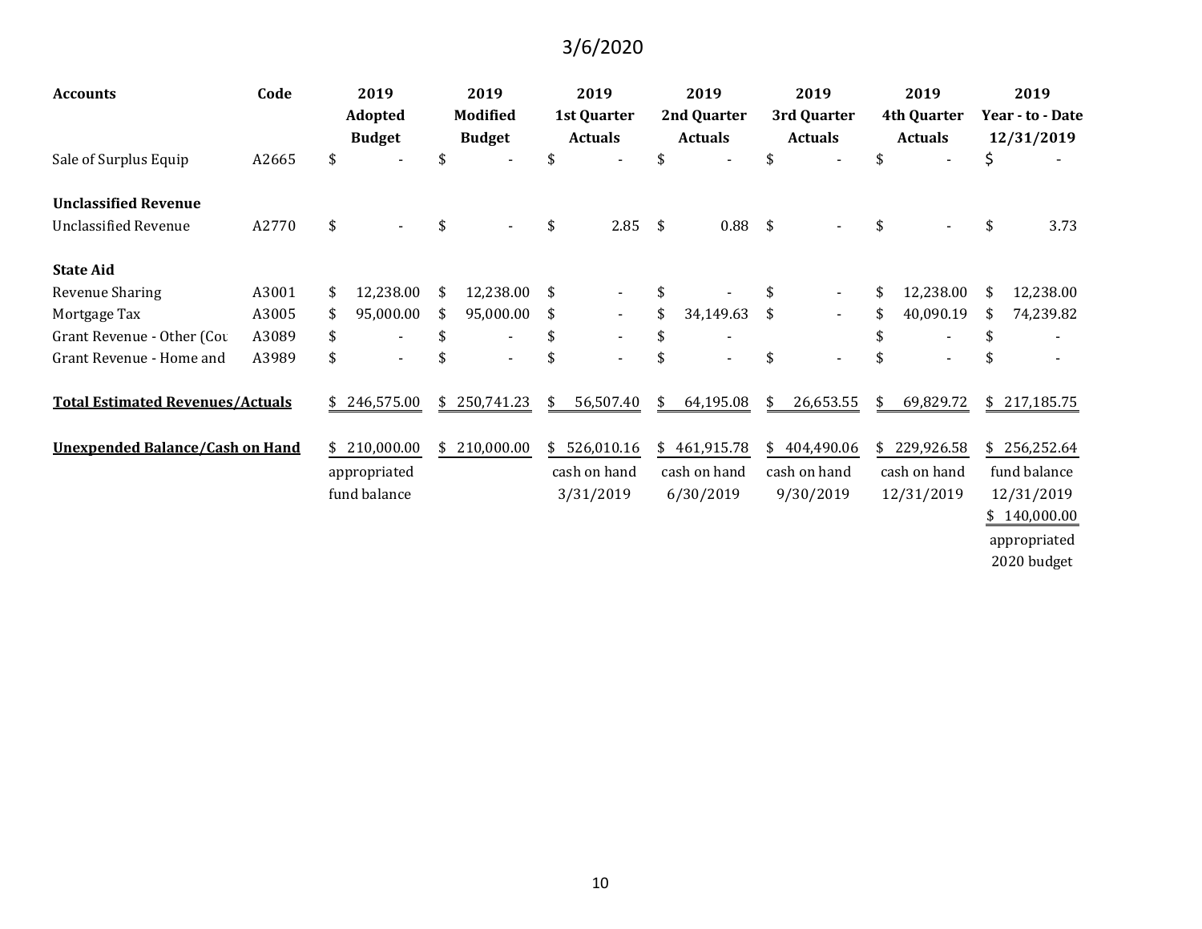3/6/2020

| Accounts | Code | 2019 Adopted Budget | 2019 Modified Budget | 2019 1st Quarter Actuals | 2019 2nd Quarter Actuals | 2019 3rd Quarter Actuals | 2019 4th Quarter Actuals | 2019 Year - to - Date 12/31/2019 |
|---|---|---|---|---|---|---|---|---|
| Sale of Surplus Equip | A2665 | $ - | $ - | $ - | $ - | $ - | $ - | $ - |
| **Unclassified Revenue** | | | | | | | | |
| Unclassified Revenue | A2770 | $ - | $ - | $ 2.85 | $ 0.88 | $ - | $ - | $ 3.73 |
| **State Aid** | | | | | | | | |
| Revenue Sharing | A3001 | $ 12,238.00 | $ 12,238.00 | $ - | $ - | $ - | $ 12,238.00 | $ 12,238.00 |
| Mortgage Tax | A3005 | $ 95,000.00 | $ 95,000.00 | $ - | $ 34,149.63 | $ - | $ 40,090.19 | $ 74,239.82 |
| Grant Revenue - Other (Cou | A3089 | $ - | $ - | $ - | $ - | | $ - | $ - |
| Grant Revenue - Home and | A3989 | $ - | $ - | $ - | $ - | $ - | $ - | $ - |
| **Total Estimated Revenues/Actuals** | | $ 246,575.00 | $ 250,741.23 | $ 56,507.40 | $ 64,195.08 | $ 26,653.55 | $ 69,829.72 | $ 217,185.75 |
| **Unexpended Balance/Cash on Hand** | | $ 210,000.00 | $ 210,000.00 | $ 526,010.16 | $ 461,915.78 | $ 404,490.06 | $ 229,926.58 | $ 256,252.64 |
| | | appropriated fund balance | | cash on hand 3/31/2019 | cash on hand 6/30/2019 | cash on hand 9/30/2019 | cash on hand 12/31/2019 | fund balance 12/31/2019 |
| | | | | | | | | $ 140,000.00 |
| | | | | | | | | appropriated 2020 budget |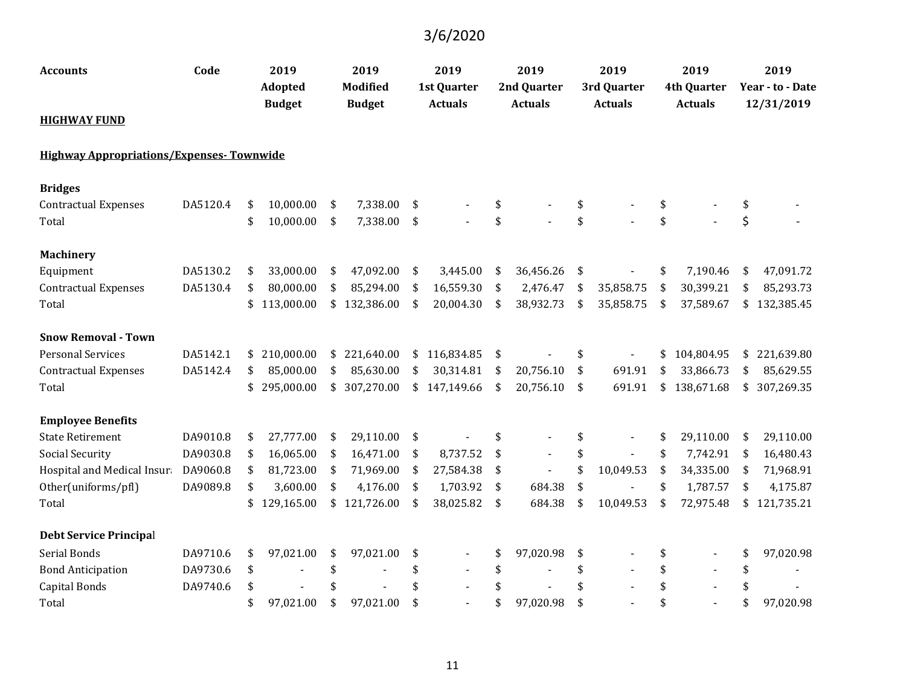3/6/2020

| Accounts | Code | 2019 Adopted Budget | 2019 Modified Budget | 2019 1st Quarter Actuals | 2019 2nd Quarter Actuals | 2019 3rd Quarter Actuals | 2019 4th Quarter Actuals | 2019 Year - to - Date 12/31/2019 |
|---|---|---|---|---|---|---|---|---|
| **HIGHWAY FUND** | | | | | | | | |
| **Highway Appropriations/Expenses- Townwide** | | | | | | | | |
| **Bridges** | | | | | | | | |
| Contractual Expenses | DA5120.4 | $ 10,000.00 | $ 7,338.00 | $ - | $ - | $ - | $ - | $ - |
| Total | | $ 10,000.00 | $ 7,338.00 | $ - | $ - | $ - | $ - | $ - |
| **Machinery** | | | | | | | | |
| Equipment | DA5130.2 | $ 33,000.00 | $ 47,092.00 | $ 3,445.00 | $ 36,456.26 | $ - | $ 7,190.46 | $ 47,091.72 |
| Contractual Expenses | DA5130.4 | $ 80,000.00 | $ 85,294.00 | $ 16,559.30 | $ 2,476.47 | $ 35,858.75 | $ 30,399.21 | $ 85,293.73 |
| Total | | $ 113,000.00 | $ 132,386.00 | $ 20,004.30 | $ 38,932.73 | $ 35,858.75 | $ 37,589.67 | $ 132,385.45 |
| **Snow Removal - Town** | | | | | | | | |
| Personal Services | DA5142.1 | $ 210,000.00 | $ 221,640.00 | $ 116,834.85 | $ - | $ - | $ 104,804.95 | $ 221,639.80 |
| Contractual Expenses | DA5142.4 | $ 85,000.00 | $ 85,630.00 | $ 30,314.81 | $ 20,756.10 | $ 691.91 | $ 33,866.73 | $ 85,629.55 |
| Total | | $ 295,000.00 | $ 307,270.00 | $ 147,149.66 | $ 20,756.10 | $ 691.91 | $ 138,671.68 | $ 307,269.35 |
| **Employee Benefits** | | | | | | | | |
| State Retirement | DA9010.8 | $ 27,777.00 | $ 29,110.00 | $ - | $ - | $ - | $ 29,110.00 | $ 29,110.00 |
| Social Security | DA9030.8 | $ 16,065.00 | $ 16,471.00 | $ 8,737.52 | $ - | $ - | $ 7,742.91 | $ 16,480.43 |
| Hospital and Medical Insur | DA9060.8 | $ 81,723.00 | $ 71,969.00 | $ 27,584.38 | $ - | $ 10,049.53 | $ 34,335.00 | $ 71,968.91 |
| Other(uniforms/pfl) | DA9089.8 | $ 3,600.00 | $ 4,176.00 | $ 1,703.92 | $ 684.38 | $ - | $ 1,787.57 | $ 4,175.87 |
| Total | | $ 129,165.00 | $ 121,726.00 | $ 38,025.82 | $ 684.38 | $ 10,049.53 | $ 72,975.48 | $ 121,735.21 |
| **Debt Service Principal** | | | | | | | | |
| Serial Bonds | DA9710.6 | $ 97,021.00 | $ 97,021.00 | $ - | $ 97,020.98 | $ - | $ - | $ 97,020.98 |
| Bond Anticipation | DA9730.6 | $ - | $ - | $ - | $ - | $ - | $ - | $ - |
| Capital Bonds | DA9740.6 | $ - | $ - | $ - | $ - | $ - | $ - | $ - |
| Total | | $ 97,021.00 | $ 97,021.00 | $ - | $ 97,020.98 | $ - | $ - | $ 97,020.98 |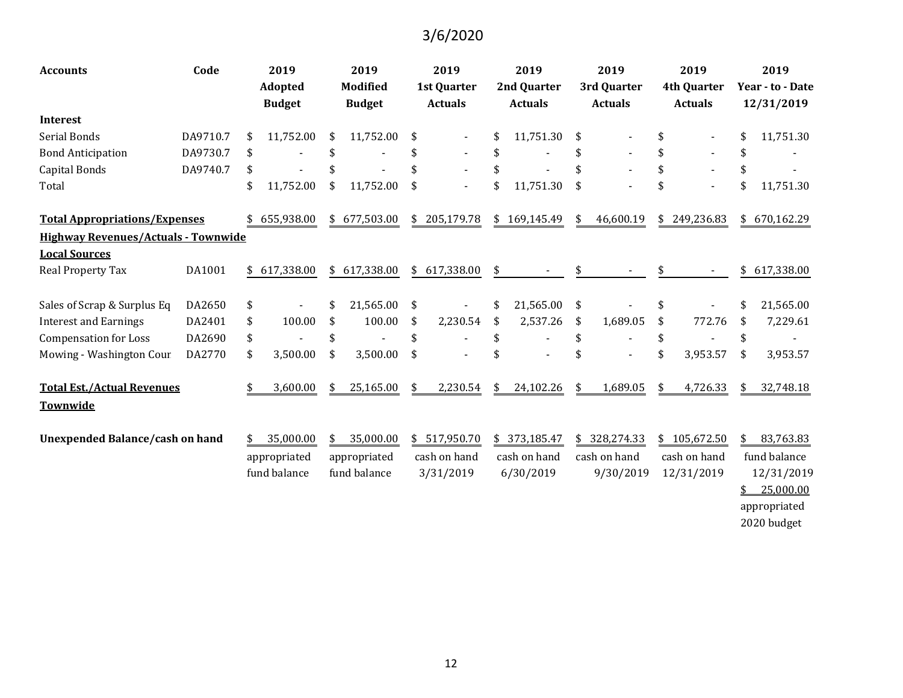3/6/2020

| Accounts | Code | 2019 Adopted Budget | 2019 Modified Budget | 2019 1st Quarter Actuals | 2019 2nd Quarter Actuals | 2019 3rd Quarter Actuals | 2019 4th Quarter Actuals | 2019 Year - to - Date 12/31/2019 |
|---|---|---|---|---|---|---|---|---|
| **Interest** | | | | | | | | |
| Serial Bonds | DA9710.7 | $ 11,752.00 | $ 11,752.00 | $ - | $ 11,751.30 | $ - | $ - | $ 11,751.30 |
| Bond Anticipation | DA9730.7 | $ - | $ - | $ - | $ - | $ - | $ - | $ - |
| Capital Bonds | DA9740.7 | $ - | $ - | $ - | $ - | $ - | $ - | $ - |
| Total | | $ 11,752.00 | $ 11,752.00 | $ - | $ 11,751.30 | $ - | $ - | $ 11,751.30 |
| **Total Appropriations/Expenses** | | $ 655,938.00 | $ 677,503.00 | $ 205,179.78 | $ 169,145.49 | $ 46,600.19 | $ 249,236.83 | $ 670,162.29 |
| **Highway Revenues/Actuals - Townwide** | | | | | | | | |
| **Local Sources** | | | | | | | | |
| Real Property Tax | DA1001 | $ 617,338.00 | $ 617,338.00 | $ 617,338.00 | $ - | $ - | $ - | $ 617,338.00 |
| Sales of Scrap & Surplus Eq | DA2650 | $ - | $ 21,565.00 | $ - | $ 21,565.00 | $ - | $ - | $ 21,565.00 |
| Interest and Earnings | DA2401 | $ 100.00 | $ 100.00 | $ 2,230.54 | $ 2,537.26 | $ 1,689.05 | $ 772.76 | $ 7,229.61 |
| Compensation for Loss | DA2690 | $ - | $ - | $ - | $ - | $ - | $ - | $ - |
| Mowing - Washington Cour | DA2770 | $ 3,500.00 | $ 3,500.00 | $ - | $ - | $ - | $ 3,953.57 | $ 3,953.57 |
| **Total Est./Actual Revenues Townwide** | | $ 3,600.00 | $ 25,165.00 | $ 2,230.54 | $ 24,102.26 | $ 1,689.05 | $ 4,726.33 | $ 32,748.18 |
| **Unexpended Balance/cash on hand** | | $ 35,000.00 appropriated fund balance | $ 35,000.00 appropriated fund balance | $ 517,950.70 cash on hand 3/31/2019 | $ 373,185.47 cash on hand 6/30/2019 | $ 328,274.33 cash on hand 9/30/2019 | $ 105,672.50 cash on hand 12/31/2019 | $ 83,763.83 fund balance 12/31/2019 |
| | | | | | | | | $ 25,000.00 appropriated 2020 budget |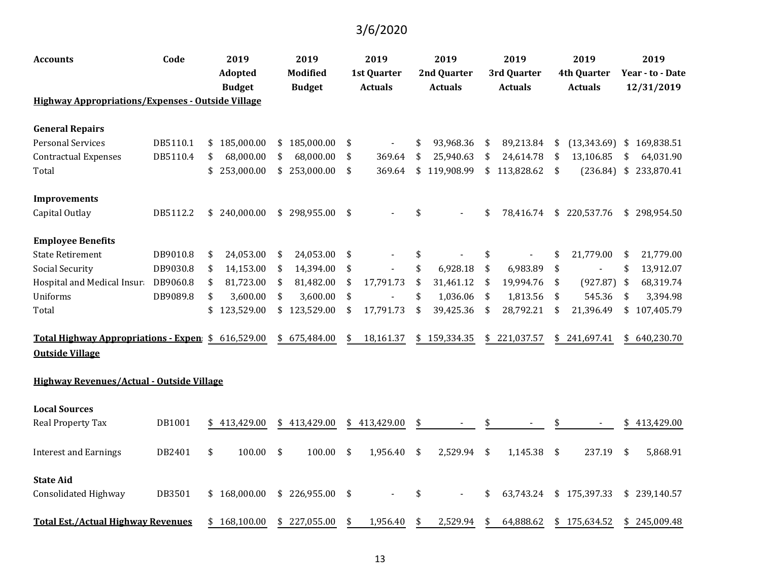3/6/2020

| Accounts | Code | 2019 Adopted Budget | 2019 Modified Budget | 2019 1st Quarter Actuals | 2019 2nd Quarter Actuals | 2019 3rd Quarter Actuals | 2019 4th Quarter Actuals | 2019 Year - to - Date 12/31/2019 |
|---|---|---|---|---|---|---|---|---|
| **Highway Appropriations/Expenses - Outside Village** | | | | | | | | |
| **General Repairs** | | | | | | | | |
| Personal Services | DB5110.1 | $ 185,000.00 | $ 185,000.00 | $ - | $ 93,968.36 | $ 89,213.84 | $ (13,343.69) | $ 169,838.51 |
| Contractual Expenses | DB5110.4 | $ 68,000.00 | $ 68,000.00 | $ 369.64 | $ 25,940.63 | $ 24,614.78 | $ 13,106.85 | $ 64,031.90 |
| Total | | $ 253,000.00 | $ 253,000.00 | $ 369.64 | $ 119,908.99 | $ 113,828.62 | $ (236.84) | $ 233,870.41 |
| **Improvements** | | | | | | | | |
| Capital Outlay | DB5112.2 | $ 240,000.00 | $ 298,955.00 | $ - | $ - | $ 78,416.74 | $ 220,537.76 | $ 298,954.50 |
| **Employee Benefits** | | | | | | | | |
| State Retirement | DB9010.8 | $ 24,053.00 | $ 24,053.00 | $ - | $ - | $ - | $ 21,779.00 | $ 21,779.00 |
| Social Security | DB9030.8 | $ 14,153.00 | $ 14,394.00 | $ - | $ 6,928.18 | $ 6,983.89 | $ - | $ 13,912.07 |
| Hospital and Medical Insur | DB9060.8 | $ 81,723.00 | $ 81,482.00 | $ 17,791.73 | $ 31,461.12 | $ 19,994.76 | $ (927.87) | $ 68,319.74 |
| Uniforms | DB9089.8 | $ 3,600.00 | $ 3,600.00 | $ - | $ 1,036.06 | $ 1,813.56 | $ 545.36 | $ 3,394.98 |
| Total | | $ 123,529.00 | $ 123,529.00 | $ 17,791.73 | $ 39,425.36 | $ 28,792.21 | $ 21,396.49 | $ 107,405.79 |
| **Total Highway Appropriations - Expenses Outside Village** | | $ 616,529.00 | $ 675,484.00 | $ 18,161.37 | $ 159,334.35 | $ 221,037.57 | $ 241,697.41 | $ 640,230.70 |
| **Highway Revenues/Actual - Outside Village** | | | | | | | | |
| **Local Sources** | | | | | | | | |
| Real Property Tax | DB1001 | $ 413,429.00 | $ 413,429.00 | $ 413,429.00 | $ - | $ - | $ - | $ 413,429.00 |
| Interest and Earnings | DB2401 | $ 100.00 | $ 100.00 | $ 1,956.40 | $ 2,529.94 | $ 1,145.38 | $ 237.19 | $ 5,868.91 |
| **State Aid** | | | | | | | | |
| Consolidated Highway | DB3501 | $ 168,000.00 | $ 226,955.00 | $ - | $ - | $ 63,743.24 | $ 175,397.33 | $ 239,140.57 |
| **Total Est./Actual Highway Revenues** | | $ 168,100.00 | $ 227,055.00 | $ 1,956.40 | $ 2,529.94 | $ 64,888.62 | $ 175,634.52 | $ 245,009.48 |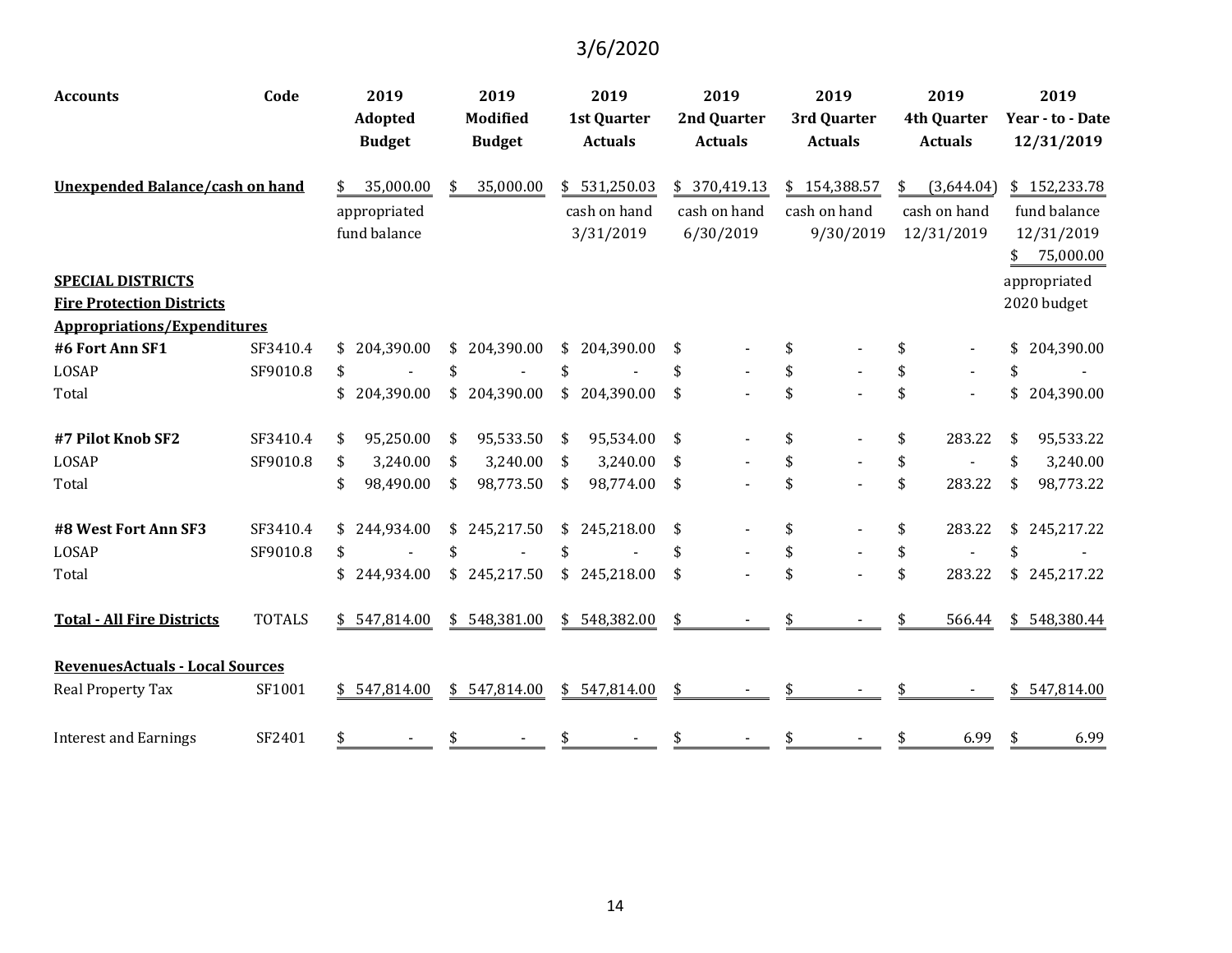3/6/2020

| Accounts | Code | 2019 Adopted Budget | 2019 Modified Budget | 2019 1st Quarter Actuals | 2019 2nd Quarter Actuals | 2019 3rd Quarter Actuals | 2019 4th Quarter Actuals | 2019 Year - to - Date 12/31/2019 |
|---|---|---|---|---|---|---|---|---|
| **Unexpended Balance/cash on hand** | | $ 35,000.00 | $ 35,000.00 | $ 531,250.03 | $ 370,419.13 | $ 154,388.57 | $ (3,644.04) | $ 152,233.78 |
| | | appropriated fund balance | | cash on hand 3/31/2019 | cash on hand 6/30/2019 | cash on hand 9/30/2019 | cash on hand 12/31/2019 | fund balance 12/31/2019 |
| | | | | | | | | $ 75,000.00 |
| **SPECIAL DISTRICTS** | | | | | | | | appropriated |
| **Fire Protection Districts** | | | | | | | | 2020 budget |
| **Appropriations/Expenditures** | | | | | | | | |
| **#6 Fort Ann SF1** | SF3410.4 | $ 204,390.00 | $ 204,390.00 | $ 204,390.00 | $ - | $ - | $ - | $ 204,390.00 |
| LOSAP | SF9010.8 | $ - | $ - | $ - | $ - | $ - | $ - | $ - |
| Total | | $ 204,390.00 | $ 204,390.00 | $ 204,390.00 | $ - | $ - | $ - | $ 204,390.00 |
| **#7 Pilot Knob SF2** | SF3410.4 | $ 95,250.00 | $ 95,533.50 | $ 95,534.00 | $ - | $ - | $ 283.22 | $ 95,533.22 |
| LOSAP | SF9010.8 | $ 3,240.00 | $ 3,240.00 | $ 3,240.00 | $ - | $ - | $ - | $ 3,240.00 |
| Total | | $ 98,490.00 | $ 98,773.50 | $ 98,774.00 | $ - | $ - | $ 283.22 | $ 98,773.22 |
| **#8 West Fort Ann SF3** | SF3410.4 | $ 244,934.00 | $ 245,217.50 | $ 245,218.00 | $ - | $ - | $ 283.22 | $ 245,217.22 |
| LOSAP | SF9010.8 | $ - | $ - | $ - | $ - | $ - | $ - | $ - |
| Total | | $ 244,934.00 | $ 245,217.50 | $ 245,218.00 | $ - | $ - | $ 283.22 | $ 245,217.22 |
| **Total - All Fire Districts** | TOTALS | $ 547,814.00 | $ 548,381.00 | $ 548,382.00 | $ - | $ - | $ 566.44 | $ 548,380.44 |
| **RevenuesActuals - Local Sources** | | | | | | | | |
| Real Property Tax | SF1001 | $ 547,814.00 | $ 547,814.00 | $ 547,814.00 | $ - | $ - | $ - | $ 547,814.00 |
| Interest and Earnings | SF2401 | $ - | $ - | $ - | $ - | $ - | $ 6.99 | $ 6.99 |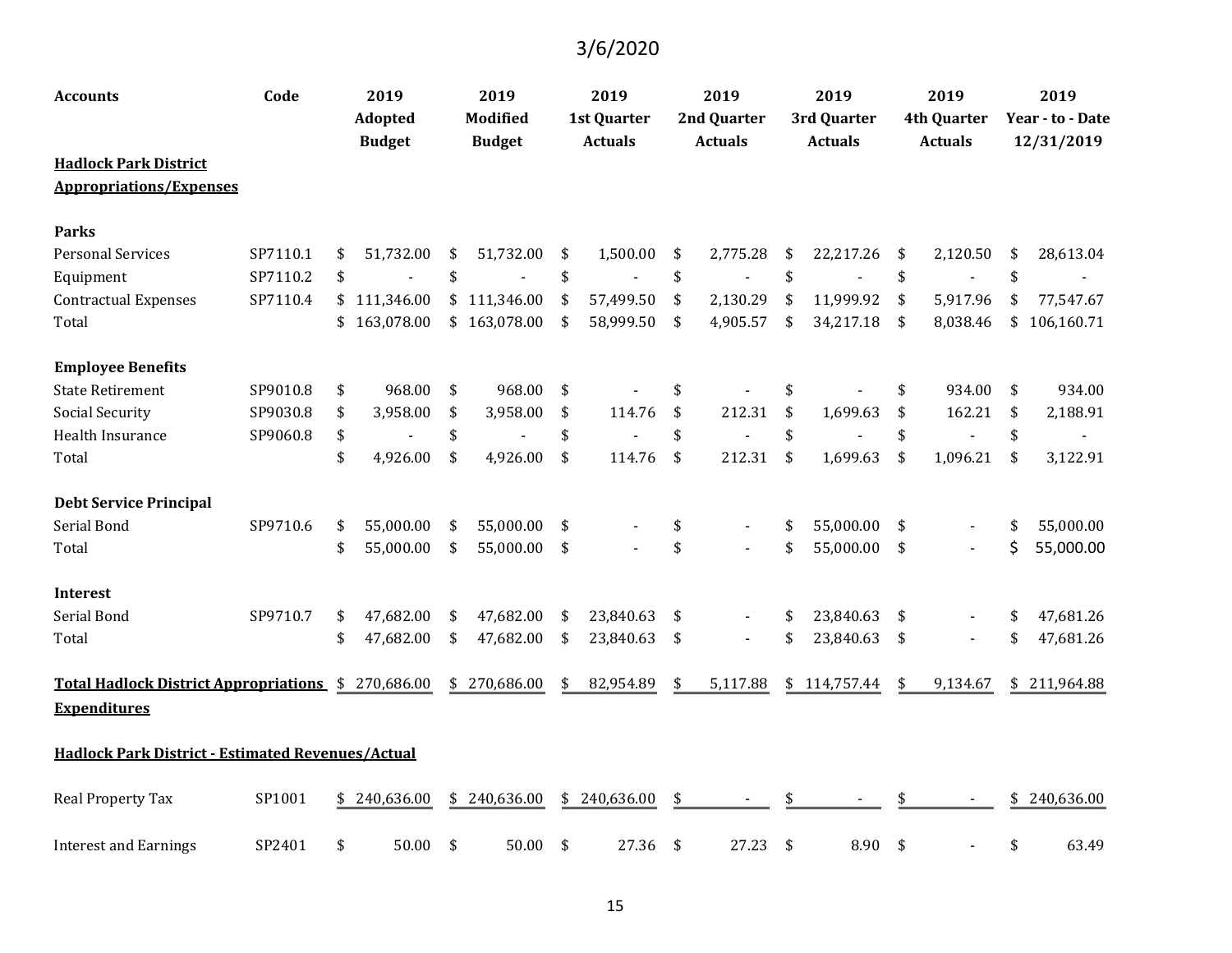3/6/2020

| Accounts | Code | 2019 Adopted Budget | 2019 Modified Budget | 2019 1st Quarter Actuals | 2019 2nd Quarter Actuals | 2019 3rd Quarter Actuals | 2019 4th Quarter Actuals | 2019 Year - to - Date 12/31/2019 |
|---|---|---|---|---|---|---|---|---|
| **Hadlock Park District Appropriations/Expenses** | | | | | | | | |
| **Parks** | | | | | | | | |
| Personal Services | SP7110.1 | $ 51,732.00 | $ 51,732.00 | $ 1,500.00 | $ 2,775.28 | $ 22,217.26 | $ 2,120.50 | $ 28,613.04 |
| Equipment | SP7110.2 | $ - | $ - | $ - | $ - | $ - | $ - | $ - |
| Contractual Expenses | SP7110.4 | $ 111,346.00 | $ 111,346.00 | $ 57,499.50 | $ 2,130.29 | $ 11,999.92 | $ 5,917.96 | $ 77,547.67 |
| Total | | $ 163,078.00 | $ 163,078.00 | $ 58,999.50 | $ 4,905.57 | $ 34,217.18 | $ 8,038.46 | $ 106,160.71 |
| **Employee Benefits** | | | | | | | | |
| State Retirement | SP9010.8 | $ 968.00 | $ 968.00 | $ - | $ - | $ - | $ 934.00 | $ 934.00 |
| Social Security | SP9030.8 | $ 3,958.00 | $ 3,958.00 | $ 114.76 | $ 212.31 | $ 1,699.63 | $ 162.21 | $ 2,188.91 |
| Health Insurance | SP9060.8 | $ - | $ - | $ - | $ - | $ - | $ - | $ - |
| Total | | $ 4,926.00 | $ 4,926.00 | $ 114.76 | $ 212.31 | $ 1,699.63 | $ 1,096.21 | $ 3,122.91 |
| **Debt Service Principal** | | | | | | | | |
| Serial Bond | SP9710.6 | $ 55,000.00 | $ 55,000.00 | $ - | $ - | $ 55,000.00 | $ - | $ 55,000.00 |
| Total | | $ 55,000.00 | $ 55,000.00 | $ - | $ - | $ 55,000.00 | $ - | $ 55,000.00 |
| **Interest** | | | | | | | | |
| Serial Bond | SP9710.7 | $ 47,682.00 | $ 47,682.00 | $ 23,840.63 | $ - | $ 23,840.63 | $ - | $ 47,681.26 |
| Total | | $ 47,682.00 | $ 47,682.00 | $ 23,840.63 | $ - | $ 23,840.63 | $ - | $ 47,681.26 |
| **Total Hadlock District Appropriations Expenditures** | | $ 270,686.00 | $ 270,686.00 | $ 82,954.89 | $ 5,117.88 | $ 114,757.44 | $ 9,134.67 | $ 211,964.88 |
| **Hadlock Park District - Estimated Revenues/Actual** | | | | | | | | |
| Real Property Tax | SP1001 | $ 240,636.00 | $ 240,636.00 | $ 240,636.00 | $ - | $ - | $ - | $ 240,636.00 |
| Interest and Earnings | SP2401 | $ 50.00 | $ 50.00 | $ 27.36 | $ 27.23 | $ 8.90 | $ - | $ 63.49 |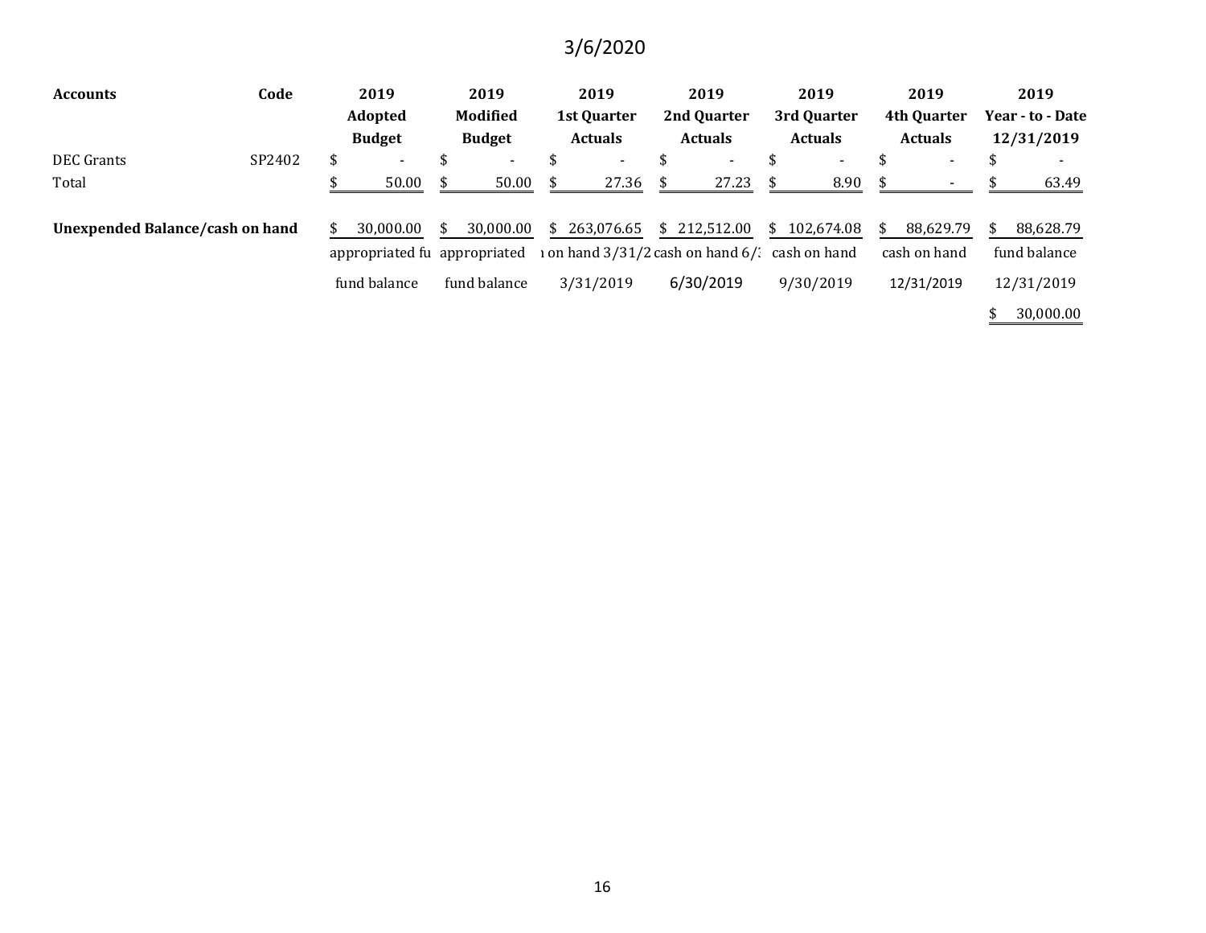3/6/2020

| Accounts | Code | 2019 Adopted Budget | 2019 Modified Budget | 2019 1st Quarter Actuals | 2019 2nd Quarter Actuals | 2019 3rd Quarter Actuals | 2019 4th Quarter Actuals | 2019 Year - to - Date 12/31/2019 |
|---|---|---|---|---|---|---|---|---|
| DEC Grants | SP2402 | $ - | $ - | $ - | $ - | $ - | $ - | $ - |
| Total | | $ 50.00 | $ 50.00 | $ 27.36 | $ 27.23 | $ 8.90 | $ - | $ 63.49 |
| **Unexpended Balance/cash on hand** | | $ 30,000.00 | $ 30,000.00 | $ 263,076.65 | $ 212,512.00 | $ 102,674.08 | $ 88,629.79 | $ 88,628.79 |
| | | appropriated fu fund balance | appropriated fund balance | ı on hand 3/31/2 3/31/2019 | cash on hand 6/3 6/30/2019 | cash on hand 9/30/2019 | cash on hand 12/31/2019 | fund balance 12/31/2019 |
| | | | | | | | | $ 30,000.00 |